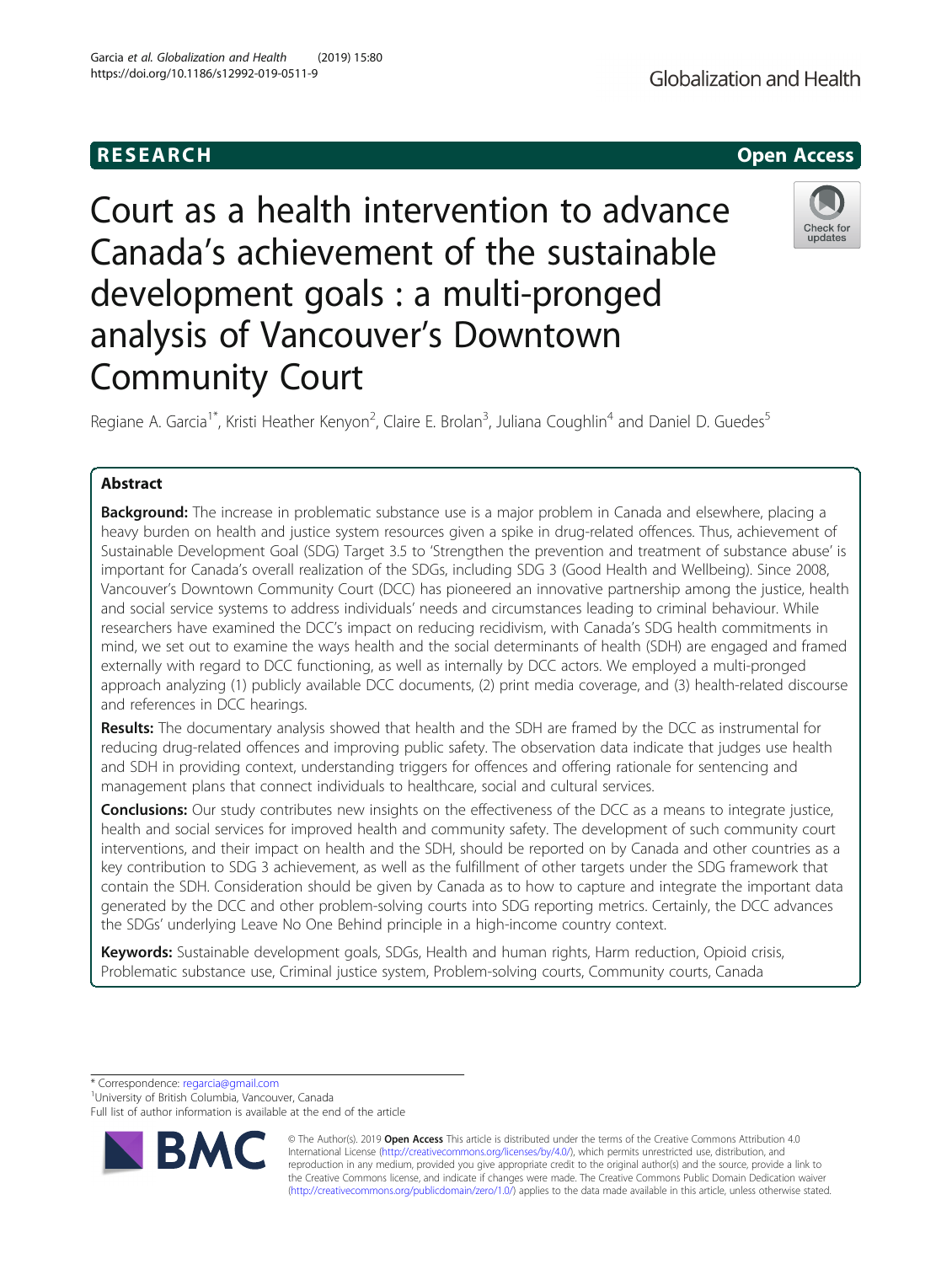RESEARCH

Open Access

# Court as a health intervention to advance Canada's achievement of the sustainable development goals : a multi-pronged analysis of Vancouver's Downtown Community Court

Regiane A. Garcia[1*], Kristi Heather Kenyon[2], Claire E. Brolan[3], Juliana Coughlin[4] and Daniel D. Guedes[5]

## Abstract

**Background:** The increase in problematic substance use is a major problem in Canada and elsewhere, placing a heavy burden on health and justice system resources given a spike in drug-related offences. Thus, achievement of Sustainable Development Goal (SDG) Target 3.5 to 'Strengthen the prevention and treatment of substance abuse' is important for Canada's overall realization of the SDGs, including SDG 3 (Good Health and Wellbeing). Since 2008, Vancouver's Downtown Community Court (DCC) has pioneered an innovative partnership among the justice, health and social service systems to address individuals' needs and circumstances leading to criminal behaviour. While researchers have examined the DCC's impact on reducing recidivism, with Canada's SDG health commitments in mind, we set out to examine the ways health and the social determinants of health (SDH) are engaged and framed externally with regard to DCC functioning, as well as internally by DCC actors. We employed a multi-pronged approach analyzing (1) publicly available DCC documents, (2) print media coverage, and (3) health-related discourse and references in DCC hearings.

**Results:** The documentary analysis showed that health and the SDH are framed by the DCC as instrumental for reducing drug-related offences and improving public safety. The observation data indicate that judges use health and SDH in providing context, understanding triggers for offences and offering rationale for sentencing and management plans that connect individuals to healthcare, social and cultural services.

**Conclusions:** Our study contributes new insights on the effectiveness of the DCC as a means to integrate justice, health and social services for improved health and community safety. The development of such community court interventions, and their impact on health and the SDH, should be reported on by Canada and other countries as a key contribution to SDG 3 achievement, as well as the fulfillment of other targets under the SDG framework that contain the SDH. Consideration should be given by Canada as to how to capture and integrate the important data generated by the DCC and other problem-solving courts into SDG reporting metrics. Certainly, the DCC advances the SDGs' underlying Leave No One Behind principle in a high-income country context.

**Keywords:** Sustainable development goals, SDGs, Health and human rights, Harm reduction, Opioid crisis, Problematic substance use, Criminal justice system, Problem-solving courts, Community courts, Canada

---

* Correspondence: regarcia@gmail.com
[1]University of British Columbia, Vancouver, Canada
Full list of author information is available at the end of the article

© The Author(s). 2019 **Open Access** This article is distributed under the terms of the Creative Commons Attribution 4.0 International License (http://creativecommons.org/licenses/by/4.0/), which permits unrestricted use, distribution, and reproduction in any medium, provided you give appropriate credit to the original author(s) and the source, provide a link to the Creative Commons license, and indicate if changes were made. The Creative Commons Public Domain Dedication waiver (http://creativecommons.org/publicdomain/zero/1.0/) applies to the data made available in this article, unless otherwise stated.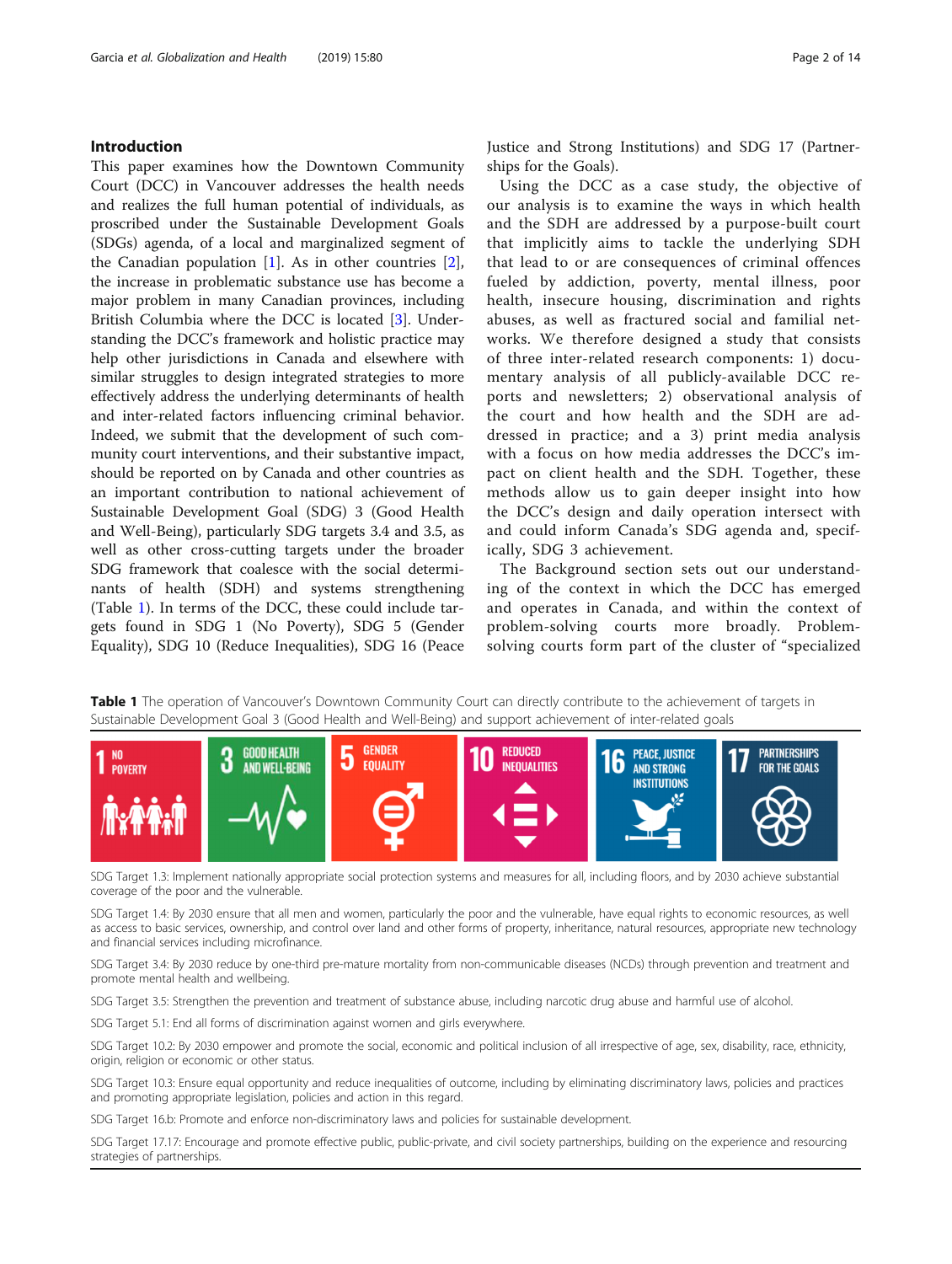## Introduction

This paper examines how the Downtown Community Court (DCC) in Vancouver addresses the health needs and realizes the full human potential of individuals, as proscribed under the Sustainable Development Goals (SDGs) agenda, of a local and marginalized segment of the Canadian population [1]. As in other countries [2], the increase in problematic substance use has become a major problem in many Canadian provinces, including British Columbia where the DCC is located [3]. Understanding the DCC's framework and holistic practice may help other jurisdictions in Canada and elsewhere with similar struggles to design integrated strategies to more effectively address the underlying determinants of health and inter-related factors influencing criminal behavior. Indeed, we submit that the development of such community court interventions, and their substantive impact, should be reported on by Canada and other countries as an important contribution to national achievement of Sustainable Development Goal (SDG) 3 (Good Health and Well-Being), particularly SDG targets 3.4 and 3.5, as well as other cross-cutting targets under the broader SDG framework that coalesce with the social determinants of health (SDH) and systems strengthening (Table 1). In terms of the DCC, these could include targets found in SDG 1 (No Poverty), SDG 5 (Gender Equality), SDG 10 (Reduce Inequalities), SDG 16 (Peace Justice and Strong Institutions) and SDG 17 (Partnerships for the Goals).

Using the DCC as a case study, the objective of our analysis is to examine the ways in which health and the SDH are addressed by a purpose-built court that implicitly aims to tackle the underlying SDH that lead to or are consequences of criminal offences fueled by addiction, poverty, mental illness, poor health, insecure housing, discrimination and rights abuses, as well as fractured social and familial networks. We therefore designed a study that consists of three inter-related research components: 1) documentary analysis of all publicly-available DCC reports and newsletters; 2) observational analysis of the court and how health and the SDH are addressed in practice; and a 3) print media analysis with a focus on how media addresses the DCC's impact on client health and the SDH. Together, these methods allow us to gain deeper insight into how the DCC's design and daily operation intersect with and could inform Canada's SDG agenda and, specifically, SDG 3 achievement.

The Background section sets out our understanding of the context in which the DCC has emerged and operates in Canada, and within the context of problem-solving courts more broadly. Problem-solving courts form part of the cluster of "specialized

**Table 1** The operation of Vancouver's Downtown Community Court can directly contribute to the achievement of targets in Sustainable Development Goal 3 (Good Health and Well-Being) and support achievement of inter-related goals

| 1 NO POVERTY | 3 GOOD HEALTH AND WELL-BEING | 5 GENDER EQUALITY | 10 REDUCED INEQUALITIES | 16 PEACE, JUSTICE AND STRONG INSTITUTIONS | 17 PARTNERSHIPS FOR THE GOALS |
|---|---|---|---|---|---|

SDG Target 1.3: Implement nationally appropriate social protection systems and measures for all, including floors, and by 2030 achieve substantial coverage of the poor and the vulnerable.

SDG Target 1.4: By 2030 ensure that all men and women, particularly the poor and the vulnerable, have equal rights to economic resources, as well as access to basic services, ownership, and control over land and other forms of property, inheritance, natural resources, appropriate new technology and financial services including microfinance.

SDG Target 3.4: By 2030 reduce by one-third pre-mature mortality from non-communicable diseases (NCDs) through prevention and treatment and promote mental health and wellbeing.

SDG Target 3.5: Strengthen the prevention and treatment of substance abuse, including narcotic drug abuse and harmful use of alcohol.

SDG Target 5.1: End all forms of discrimination against women and girls everywhere.

SDG Target 10.2: By 2030 empower and promote the social, economic and political inclusion of all irrespective of age, sex, disability, race, ethnicity, origin, religion or economic or other status.

SDG Target 10.3: Ensure equal opportunity and reduce inequalities of outcome, including by eliminating discriminatory laws, policies and practices and promoting appropriate legislation, policies and action in this regard.

SDG Target 16.b: Promote and enforce non-discriminatory laws and policies for sustainable development.

SDG Target 17.17: Encourage and promote effective public, public-private, and civil society partnerships, building on the experience and resourcing strategies of partnerships.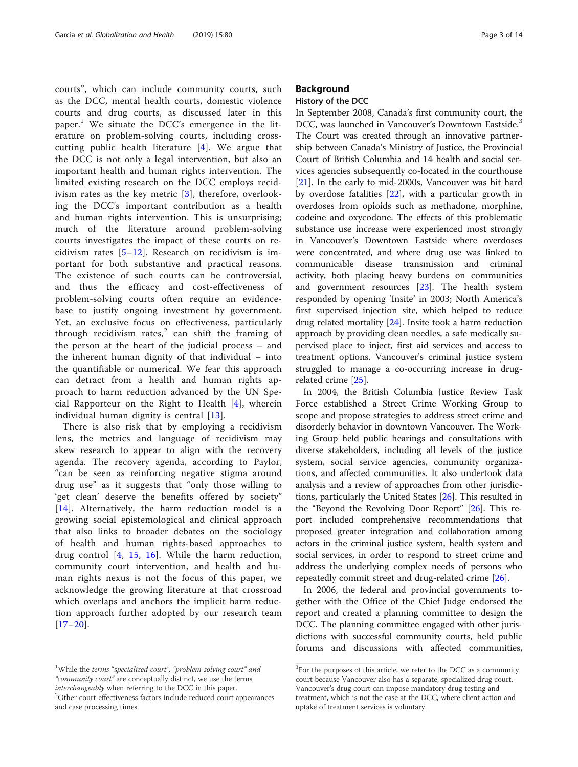courts", which can include community courts, such as the DCC, mental health courts, domestic violence courts and drug courts, as discussed later in this paper.[1] We situate the DCC's emergence in the literature on problem-solving courts, including cross-cutting public health literature [4]. We argue that the DCC is not only a legal intervention, but also an important health and human rights intervention. The limited existing research on the DCC employs recidivism rates as the key metric [3], therefore, overlooking the DCC's important contribution as a health and human rights intervention. This is unsurprising; much of the literature around problem-solving courts investigates the impact of these courts on recidivism rates [5–12]. Research on recidivism is important for both substantive and practical reasons. The existence of such courts can be controversial, and thus the efficacy and cost-effectiveness of problem-solving courts often require an evidence-base to justify ongoing investment by government. Yet, an exclusive focus on effectiveness, particularly through recidivism rates,[2] can shift the framing of the person at the heart of the judicial process – and the inherent human dignity of that individual – into the quantifiable or numerical. We fear this approach can detract from a health and human rights approach to harm reduction advanced by the UN Special Rapporteur on the Right to Health [4], wherein individual human dignity is central [13].

There is also risk that by employing a recidivism lens, the metrics and language of recidivism may skew research to appear to align with the recovery agenda. The recovery agenda, according to Paylor, "can be seen as reinforcing negative stigma around drug use" as it suggests that "only those willing to 'get clean' deserve the benefits offered by society" [14]. Alternatively, the harm reduction model is a growing social epistemological and clinical approach that also links to broader debates on the sociology of health and human rights-based approaches to drug control [4, 15, 16]. While the harm reduction, community court intervention, and health and human rights nexus is not the focus of this paper, we acknowledge the growing literature at that crossroad which overlaps and anchors the implicit harm reduction approach further adopted by our research team [17–20].

## Background

### History of the DCC

In September 2008, Canada's first community court, the DCC, was launched in Vancouver's Downtown Eastside.[3] The Court was created through an innovative partnership between Canada's Ministry of Justice, the Provincial Court of British Columbia and 14 health and social services agencies subsequently co-located in the courthouse [21]. In the early to mid-2000s, Vancouver was hit hard by overdose fatalities [22], with a particular growth in overdoses from opioids such as methadone, morphine, codeine and oxycodone. The effects of this problematic substance use increase were experienced most strongly in Vancouver's Downtown Eastside where overdoses were concentrated, and where drug use was linked to communicable disease transmission and criminal activity, both placing heavy burdens on communities and government resources [23]. The health system responded by opening 'Insite' in 2003; North America's first supervised injection site, which helped to reduce drug related mortality [24]. Insite took a harm reduction approach by providing clean needles, a safe medically supervised place to inject, first aid services and access to treatment options. Vancouver's criminal justice system struggled to manage a co-occurring increase in drug-related crime [25].

In 2004, the British Columbia Justice Review Task Force established a Street Crime Working Group to scope and propose strategies to address street crime and disorderly behavior in downtown Vancouver. The Working Group held public hearings and consultations with diverse stakeholders, including all levels of the justice system, social service agencies, community organizations, and affected communities. It also undertook data analysis and a review of approaches from other jurisdictions, particularly the United States [26]. This resulted in the "Beyond the Revolving Door Report" [26]. This report included comprehensive recommendations that proposed greater integration and collaboration among actors in the criminal justice system, health system and social services, in order to respond to street crime and address the underlying complex needs of persons who repeatedly commit street and drug-related crime [26].

In 2006, the federal and provincial governments together with the Office of the Chief Judge endorsed the report and created a planning committee to design the DCC. The planning committee engaged with other jurisdictions with successful community courts, held public forums and discussions with affected communities,

---

[1] While the terms *"specialized court", "problem-solving court" and "community court"* are conceptually distinct, we use the terms *interchangeably* when referring to the DCC in this paper.

[2] Other court effectiveness factors include reduced court appearances and case processing times.

[3] For the purposes of this article, we refer to the DCC as a community court because Vancouver also has a separate, specialized drug court. Vancouver's drug court can impose mandatory drug testing and treatment, which is not the case at the DCC, where client action and uptake of treatment services is voluntary.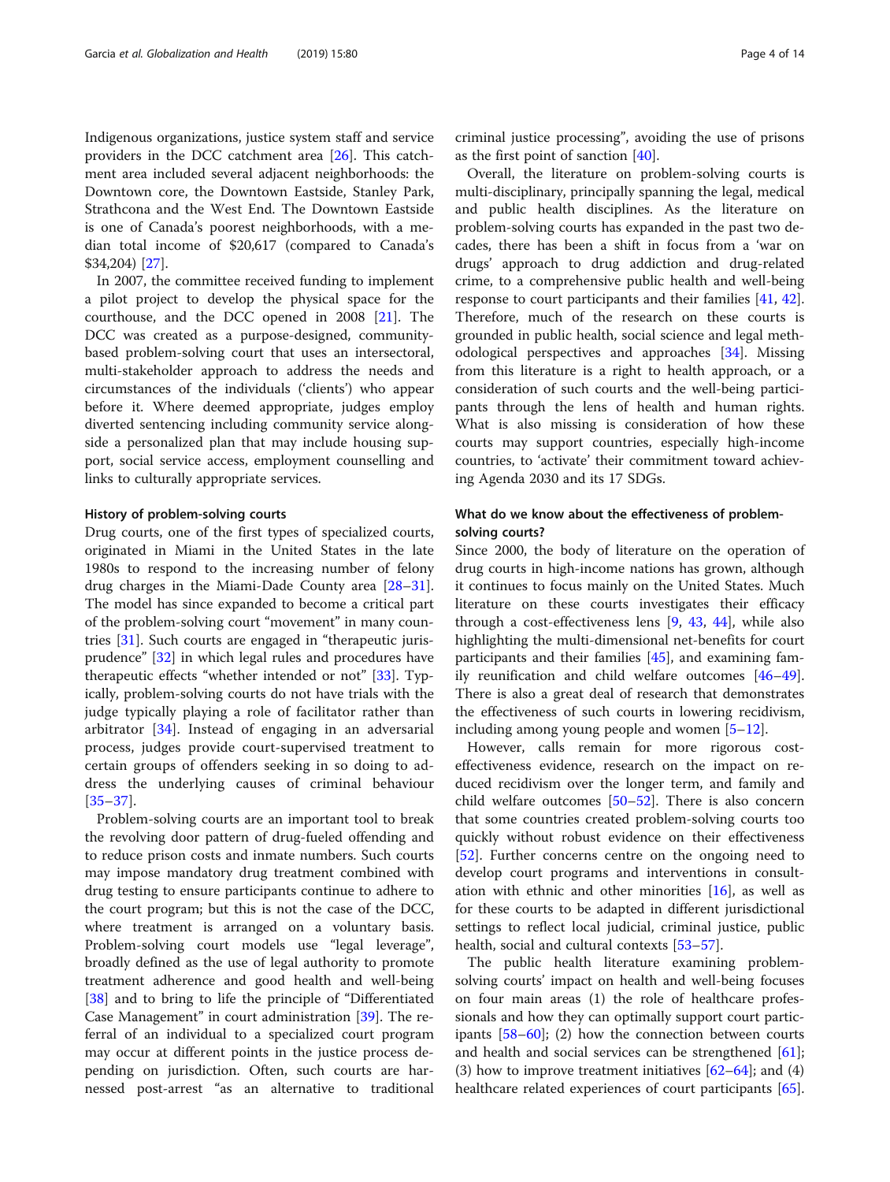Indigenous organizations, justice system staff and service providers in the DCC catchment area [26]. This catchment area included several adjacent neighborhoods: the Downtown core, the Downtown Eastside, Stanley Park, Strathcona and the West End. The Downtown Eastside is one of Canada's poorest neighborhoods, with a median total income of $20,617 (compared to Canada's $34,204) [27].

In 2007, the committee received funding to implement a pilot project to develop the physical space for the courthouse, and the DCC opened in 2008 [21]. The DCC was created as a purpose-designed, community-based problem-solving court that uses an intersectoral, multi-stakeholder approach to address the needs and circumstances of the individuals ('clients') who appear before it. Where deemed appropriate, judges employ diverted sentencing including community service alongside a personalized plan that may include housing support, social service access, employment counselling and links to culturally appropriate services.

### History of problem-solving courts

Drug courts, one of the first types of specialized courts, originated in Miami in the United States in the late 1980s to respond to the increasing number of felony drug charges in the Miami-Dade County area [28–31]. The model has since expanded to become a critical part of the problem-solving court "movement" in many countries [31]. Such courts are engaged in "therapeutic jurisprudence" [32] in which legal rules and procedures have therapeutic effects "whether intended or not" [33]. Typically, problem-solving courts do not have trials with the judge typically playing a role of facilitator rather than arbitrator [34]. Instead of engaging in an adversarial process, judges provide court-supervised treatment to certain groups of offenders seeking in so doing to address the underlying causes of criminal behaviour [35–37].

Problem-solving courts are an important tool to break the revolving door pattern of drug-fueled offending and to reduce prison costs and inmate numbers. Such courts may impose mandatory drug treatment combined with drug testing to ensure participants continue to adhere to the court program; but this is not the case of the DCC, where treatment is arranged on a voluntary basis. Problem-solving court models use "legal leverage", broadly defined as the use of legal authority to promote treatment adherence and good health and well-being [38] and to bring to life the principle of "Differentiated Case Management" in court administration [39]. The referral of an individual to a specialized court program may occur at different points in the justice process depending on jurisdiction. Often, such courts are harnessed post-arrest "as an alternative to traditional criminal justice processing", avoiding the use of prisons as the first point of sanction [40].

Overall, the literature on problem-solving courts is multi-disciplinary, principally spanning the legal, medical and public health disciplines. As the literature on problem-solving courts has expanded in the past two decades, there has been a shift in focus from a 'war on drugs' approach to drug addiction and drug-related crime, to a comprehensive public health and well-being response to court participants and their families [41, 42]. Therefore, much of the research on these courts is grounded in public health, social science and legal methodological perspectives and approaches [34]. Missing from this literature is a right to health approach, or a consideration of such courts and the well-being participants through the lens of health and human rights. What is also missing is consideration of how these courts may support countries, especially high-income countries, to 'activate' their commitment toward achieving Agenda 2030 and its 17 SDGs.

### What do we know about the effectiveness of problem-solving courts?

Since 2000, the body of literature on the operation of drug courts in high-income nations has grown, although it continues to focus mainly on the United States. Much literature on these courts investigates their efficacy through a cost-effectiveness lens [9, 43, 44], while also highlighting the multi-dimensional net-benefits for court participants and their families [45], and examining family reunification and child welfare outcomes [46–49]. There is also a great deal of research that demonstrates the effectiveness of such courts in lowering recidivism, including among young people and women [5–12].

However, calls remain for more rigorous cost-effectiveness evidence, research on the impact on reduced recidivism over the longer term, and family and child welfare outcomes [50–52]. There is also concern that some countries created problem-solving courts too quickly without robust evidence on their effectiveness [52]. Further concerns centre on the ongoing need to develop court programs and interventions in consultation with ethnic and other minorities [16], as well as for these courts to be adapted in different jurisdictional settings to reflect local judicial, criminal justice, public health, social and cultural contexts [53–57].

The public health literature examining problem-solving courts' impact on health and well-being focuses on four main areas (1) the role of healthcare professionals and how they can optimally support court participants [58–60]; (2) how the connection between courts and health and social services can be strengthened [61]; (3) how to improve treatment initiatives [62–64]; and (4) healthcare related experiences of court participants [65].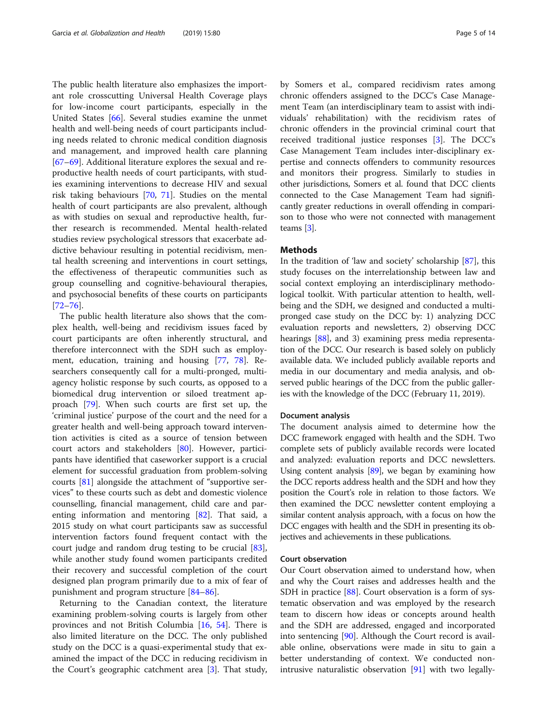The public health literature also emphasizes the important role crosscutting Universal Health Coverage plays for low-income court participants, especially in the United States [66]. Several studies examine the unmet health and well-being needs of court participants including needs related to chronic medical condition diagnosis and management, and improved health care planning [67–69]. Additional literature explores the sexual and reproductive health needs of court participants, with studies examining interventions to decrease HIV and sexual risk taking behaviours [70, 71]. Studies on the mental health of court participants are also prevalent, although as with studies on sexual and reproductive health, further research is recommended. Mental health-related studies review psychological stressors that exacerbate addictive behaviour resulting in potential recidivism, mental health screening and interventions in court settings, the effectiveness of therapeutic communities such as group counselling and cognitive-behavioural therapies, and psychosocial benefits of these courts on participants [72–76].

The public health literature also shows that the complex health, well-being and recidivism issues faced by court participants are often inherently structural, and therefore interconnect with the SDH such as employment, education, training and housing [77, 78]. Researchers consequently call for a multi-pronged, multi-agency holistic response by such courts, as opposed to a biomedical drug intervention or siloed treatment approach [79]. When such courts are first set up, the 'criminal justice' purpose of the court and the need for a greater health and well-being approach toward intervention activities is cited as a source of tension between court actors and stakeholders [80]. However, participants have identified that caseworker support is a crucial element for successful graduation from problem-solving courts [81] alongside the attachment of "supportive services" to these courts such as debt and domestic violence counselling, financial management, child care and parenting information and mentoring [82]. That said, a 2015 study on what court participants saw as successful intervention factors found frequent contact with the court judge and random drug testing to be crucial [83], while another study found women participants credited their recovery and successful completion of the court designed plan program primarily due to a mix of fear of punishment and program structure [84–86].

Returning to the Canadian context, the literature examining problem-solving courts is largely from other provinces and not British Columbia [16, 54]. There is also limited literature on the DCC. The only published study on the DCC is a quasi-experimental study that examined the impact of the DCC in reducing recidivism in the Court's geographic catchment area [3]. That study, by Somers et al., compared recidivism rates among chronic offenders assigned to the DCC's Case Management Team (an interdisciplinary team to assist with individuals' rehabilitation) with the recidivism rates of chronic offenders in the provincial criminal court that received traditional justice responses [3]. The DCC's Case Management Team includes inter-disciplinary expertise and connects offenders to community resources and monitors their progress. Similarly to studies in other jurisdictions, Somers et al. found that DCC clients connected to the Case Management Team had significantly greater reductions in overall offending in comparison to those who were not connected with management teams [3].

## Methods

In the tradition of 'law and society' scholarship [87], this study focuses on the interrelationship between law and social context employing an interdisciplinary methodological toolkit. With particular attention to health, well-being and the SDH, we designed and conducted a multi-pronged case study on the DCC by: 1) analyzing DCC evaluation reports and newsletters, 2) observing DCC hearings [88], and 3) examining press media representation of the DCC. Our research is based solely on publicly available data. We included publicly available reports and media in our documentary and media analysis, and observed public hearings of the DCC from the public galleries with the knowledge of the DCC (February 11, 2019).

### Document analysis

The document analysis aimed to determine how the DCC framework engaged with health and the SDH. Two complete sets of publicly available records were located and analyzed: evaluation reports and DCC newsletters. Using content analysis [89], we began by examining how the DCC reports address health and the SDH and how they position the Court's role in relation to those factors. We then examined the DCC newsletter content employing a similar content analysis approach, with a focus on how the DCC engages with health and the SDH in presenting its objectives and achievements in these publications.

### Court observation

Our Court observation aimed to understand how, when and why the Court raises and addresses health and the SDH in practice [88]. Court observation is a form of systematic observation and was employed by the research team to discern how ideas or concepts around health and the SDH are addressed, engaged and incorporated into sentencing [90]. Although the Court record is available online, observations were made in situ to gain a better understanding of context. We conducted non-intrusive naturalistic observation [91] with two legally-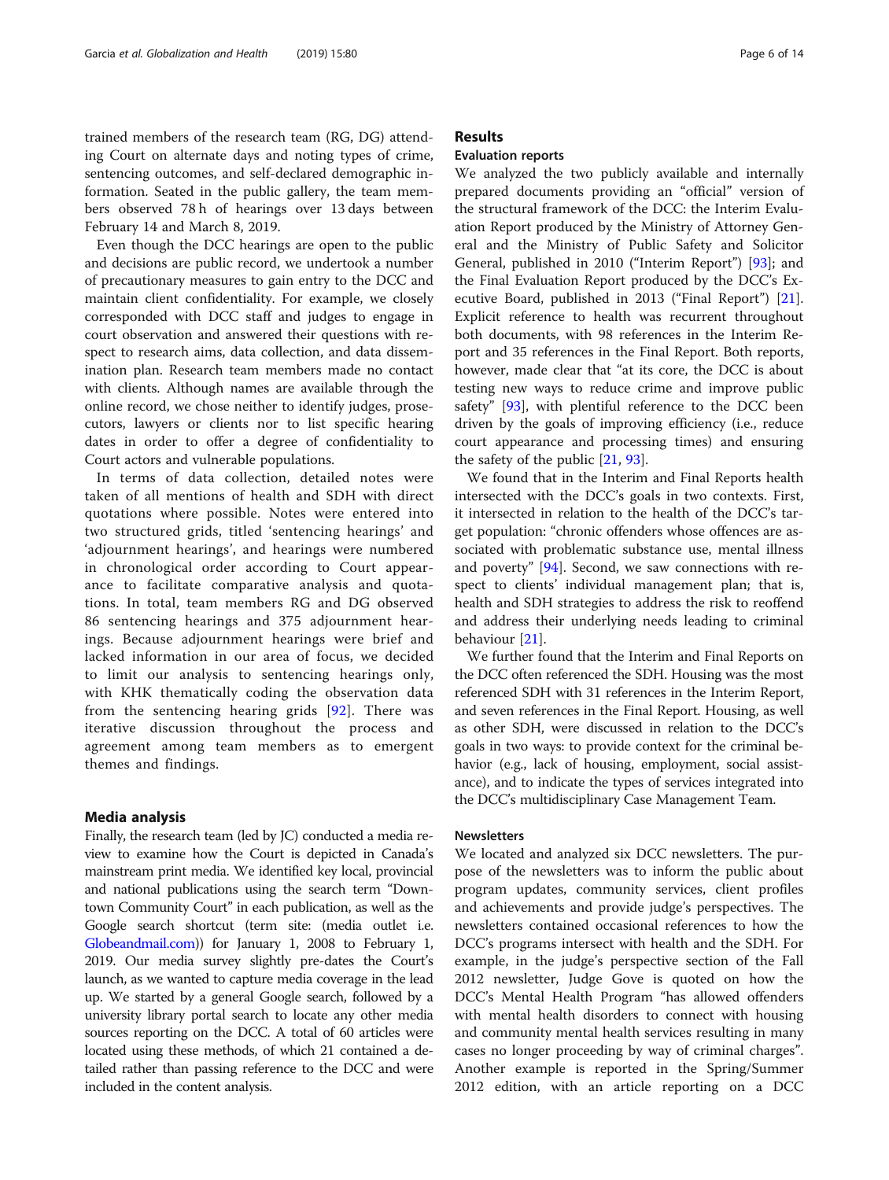trained members of the research team (RG, DG) attending Court on alternate days and noting types of crime, sentencing outcomes, and self-declared demographic information. Seated in the public gallery, the team members observed 78 h of hearings over 13 days between February 14 and March 8, 2019.

Even though the DCC hearings are open to the public and decisions are public record, we undertook a number of precautionary measures to gain entry to the DCC and maintain client confidentiality. For example, we closely corresponded with DCC staff and judges to engage in court observation and answered their questions with respect to research aims, data collection, and data dissemination plan. Research team members made no contact with clients. Although names are available through the online record, we chose neither to identify judges, prosecutors, lawyers or clients nor to list specific hearing dates in order to offer a degree of confidentiality to Court actors and vulnerable populations.

In terms of data collection, detailed notes were taken of all mentions of health and SDH with direct quotations where possible. Notes were entered into two structured grids, titled 'sentencing hearings' and 'adjournment hearings', and hearings were numbered in chronological order according to Court appearance to facilitate comparative analysis and quotations. In total, team members RG and DG observed 86 sentencing hearings and 375 adjournment hearings. Because adjournment hearings were brief and lacked information in our area of focus, we decided to limit our analysis to sentencing hearings only, with KHK thematically coding the observation data from the sentencing hearing grids [92]. There was iterative discussion throughout the process and agreement among team members as to emergent themes and findings.

### Media analysis

Finally, the research team (led by JC) conducted a media review to examine how the Court is depicted in Canada's mainstream print media. We identified key local, provincial and national publications using the search term "Downtown Community Court" in each publication, as well as the Google search shortcut (term site: (media outlet i.e. Globeandmail.com)) for January 1, 2008 to February 1, 2019. Our media survey slightly pre-dates the Court's launch, as we wanted to capture media coverage in the lead up. We started by a general Google search, followed by a university library portal search to locate any other media sources reporting on the DCC. A total of 60 articles were located using these methods, of which 21 contained a detailed rather than passing reference to the DCC and were included in the content analysis.

## Results

### Evaluation reports

We analyzed the two publicly available and internally prepared documents providing an "official" version of the structural framework of the DCC: the Interim Evaluation Report produced by the Ministry of Attorney General and the Ministry of Public Safety and Solicitor General, published in 2010 ("Interim Report") [93]; and the Final Evaluation Report produced by the DCC's Executive Board, published in 2013 ("Final Report") [21]. Explicit reference to health was recurrent throughout both documents, with 98 references in the Interim Report and 35 references in the Final Report. Both reports, however, made clear that "at its core, the DCC is about testing new ways to reduce crime and improve public safety" [93], with plentiful reference to the DCC been driven by the goals of improving efficiency (i.e., reduce court appearance and processing times) and ensuring the safety of the public [21, 93].

We found that in the Interim and Final Reports health intersected with the DCC's goals in two contexts. First, it intersected in relation to the health of the DCC's target population: "chronic offenders whose offences are associated with problematic substance use, mental illness and poverty" [94]. Second, we saw connections with respect to clients' individual management plan; that is, health and SDH strategies to address the risk to reoffend and address their underlying needs leading to criminal behaviour [21].

We further found that the Interim and Final Reports on the DCC often referenced the SDH. Housing was the most referenced SDH with 31 references in the Interim Report, and seven references in the Final Report. Housing, as well as other SDH, were discussed in relation to the DCC's goals in two ways: to provide context for the criminal behavior (e.g., lack of housing, employment, social assistance), and to indicate the types of services integrated into the DCC's multidisciplinary Case Management Team.

### Newsletters

We located and analyzed six DCC newsletters. The purpose of the newsletters was to inform the public about program updates, community services, client profiles and achievements and provide judge's perspectives. The newsletters contained occasional references to how the DCC's programs intersect with health and the SDH. For example, in the judge's perspective section of the Fall 2012 newsletter, Judge Gove is quoted on how the DCC's Mental Health Program "has allowed offenders with mental health disorders to connect with housing and community mental health services resulting in many cases no longer proceeding by way of criminal charges". Another example is reported in the Spring/Summer 2012 edition, with an article reporting on a DCC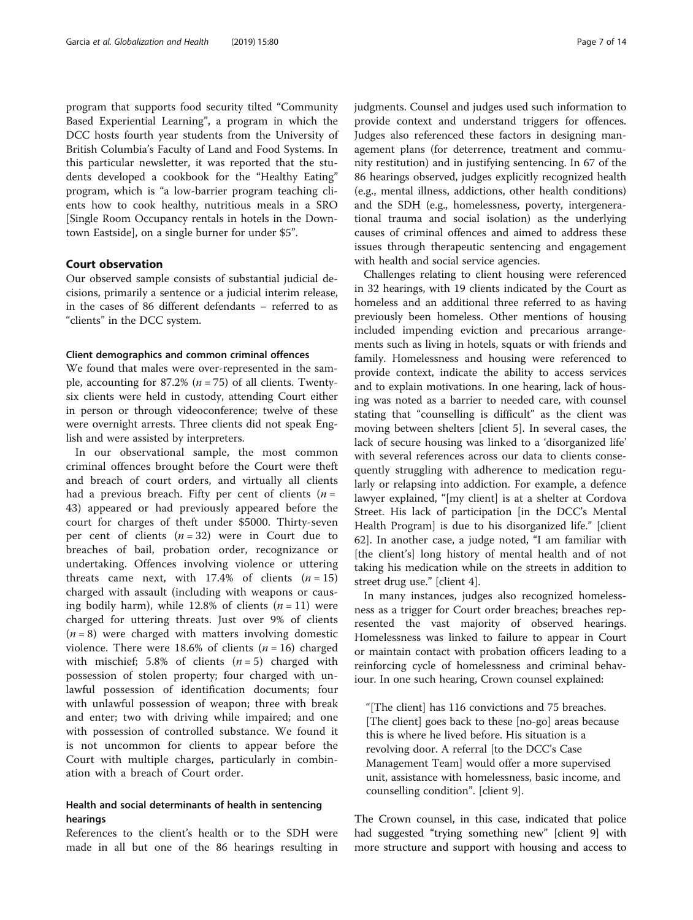program that supports food security tilted "Community Based Experiential Learning", a program in which the DCC hosts fourth year students from the University of British Columbia's Faculty of Land and Food Systems. In this particular newsletter, it was reported that the students developed a cookbook for the "Healthy Eating" program, which is "a low-barrier program teaching clients how to cook healthy, nutritious meals in a SRO [Single Room Occupancy rentals in hotels in the Downtown Eastside], on a single burner for under $5".

## Court observation

Our observed sample consists of substantial judicial decisions, primarily a sentence or a judicial interim release, in the cases of 86 different defendants – referred to as "clients" in the DCC system.

### Client demographics and common criminal offences

We found that males were over-represented in the sample, accounting for 87.2% ($n = 75$) of all clients. Twenty-six clients were held in custody, attending Court either in person or through videoconference; twelve of these were overnight arrests. Three clients did not speak English and were assisted by interpreters.

In our observational sample, the most common criminal offences brought before the Court were theft and breach of court orders, and virtually all clients had a previous breach. Fifty per cent of clients ($n = 43$) appeared or had previously appeared before the court for charges of theft under $5000. Thirty-seven per cent of clients ($n = 32$) were in Court due to breaches of bail, probation order, recognizance or undertaking. Offences involving violence or uttering threats came next, with 17.4% of clients ($n = 15$) charged with assault (including with weapons or causing bodily harm), while 12.8% of clients ($n = 11$) were charged for uttering threats. Just over 9% of clients ($n = 8$) were charged with matters involving domestic violence. There were 18.6% of clients ($n = 16$) charged with mischief; 5.8% of clients ($n = 5$) charged with possession of stolen property; four charged with unlawful possession of identification documents; four with unlawful possession of weapon; three with break and enter; two with driving while impaired; and one with possession of controlled substance. We found it is not uncommon for clients to appear before the Court with multiple charges, particularly in combination with a breach of Court order.

### Health and social determinants of health in sentencing hearings

References to the client's health or to the SDH were made in all but one of the 86 hearings resulting in judgments. Counsel and judges used such information to provide context and understand triggers for offences. Judges also referenced these factors in designing management plans (for deterrence, treatment and community restitution) and in justifying sentencing. In 67 of the 86 hearings observed, judges explicitly recognized health (e.g., mental illness, addictions, other health conditions) and the SDH (e.g., homelessness, poverty, intergenerational trauma and social isolation) as the underlying causes of criminal offences and aimed to address these issues through therapeutic sentencing and engagement with health and social service agencies.

Challenges relating to client housing were referenced in 32 hearings, with 19 clients indicated by the Court as homeless and an additional three referred to as having previously been homeless. Other mentions of housing included impending eviction and precarious arrangements such as living in hotels, squats or with friends and family. Homelessness and housing were referenced to provide context, indicate the ability to access services and to explain motivations. In one hearing, lack of housing was noted as a barrier to needed care, with counsel stating that "counselling is difficult" as the client was moving between shelters [client 5]. In several cases, the lack of secure housing was linked to a 'disorganized life' with several references across our data to clients consequently struggling with adherence to medication regularly or relapsing into addiction. For example, a defence lawyer explained, "[my client] is at a shelter at Cordova Street. His lack of participation [in the DCC's Mental Health Program] is due to his disorganized life." [client 62]. In another case, a judge noted, "I am familiar with [the client's] long history of mental health and of not taking his medication while on the streets in addition to street drug use." [client 4].

In many instances, judges also recognized homelessness as a trigger for Court order breaches; breaches represented the vast majority of observed hearings. Homelessness was linked to failure to appear in Court or maintain contact with probation officers leading to a reinforcing cycle of homelessness and criminal behaviour. In one such hearing, Crown counsel explained:

> "[The client] has 116 convictions and 75 breaches. [The client] goes back to these [no-go] areas because this is where he lived before. His situation is a revolving door. A referral [to the DCC's Case Management Team] would offer a more supervised unit, assistance with homelessness, basic income, and counselling condition". [client 9].

The Crown counsel, in this case, indicated that police had suggested "trying something new" [client 9] with more structure and support with housing and access to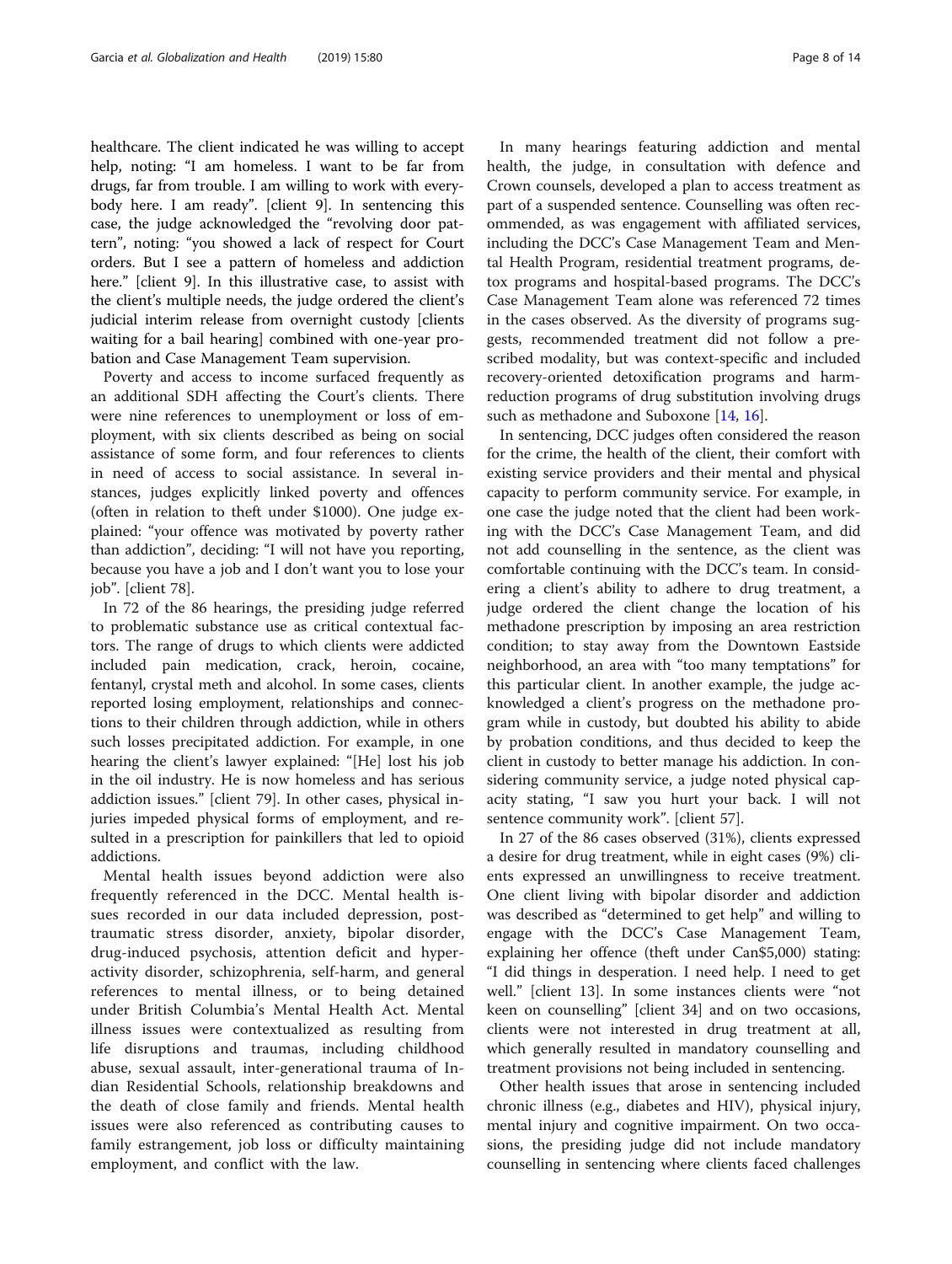healthcare. The client indicated he was willing to accept help, noting: "I am homeless. I want to be far from drugs, far from trouble. I am willing to work with everybody here. I am ready". [client 9]. In sentencing this case, the judge acknowledged the "revolving door pattern", noting: "you showed a lack of respect for Court orders. But I see a pattern of homeless and addiction here." [client 9]. In this illustrative case, to assist with the client's multiple needs, the judge ordered the client's judicial interim release from overnight custody [clients waiting for a bail hearing] combined with one-year probation and Case Management Team supervision.

Poverty and access to income surfaced frequently as an additional SDH affecting the Court's clients. There were nine references to unemployment or loss of employment, with six clients described as being on social assistance of some form, and four references to clients in need of access to social assistance. In several instances, judges explicitly linked poverty and offences (often in relation to theft under $1000). One judge explained: "your offence was motivated by poverty rather than addiction", deciding: "I will not have you reporting, because you have a job and I don't want you to lose your job". [client 78].

In 72 of the 86 hearings, the presiding judge referred to problematic substance use as critical contextual factors. The range of drugs to which clients were addicted included pain medication, crack, heroin, cocaine, fentanyl, crystal meth and alcohol. In some cases, clients reported losing employment, relationships and connections to their children through addiction, while in others such losses precipitated addiction. For example, in one hearing the client's lawyer explained: "[He] lost his job in the oil industry. He is now homeless and has serious addiction issues." [client 79]. In other cases, physical injuries impeded physical forms of employment, and resulted in a prescription for painkillers that led to opioid addictions.

Mental health issues beyond addiction were also frequently referenced in the DCC. Mental health issues recorded in our data included depression, post-traumatic stress disorder, anxiety, bipolar disorder, drug-induced psychosis, attention deficit and hyperactivity disorder, schizophrenia, self-harm, and general references to mental illness, or to being detained under British Columbia's Mental Health Act. Mental illness issues were contextualized as resulting from life disruptions and traumas, including childhood abuse, sexual assault, inter-generational trauma of Indian Residential Schools, relationship breakdowns and the death of close family and friends. Mental health issues were also referenced as contributing causes to family estrangement, job loss or difficulty maintaining employment, and conflict with the law.

In many hearings featuring addiction and mental health, the judge, in consultation with defence and Crown counsels, developed a plan to access treatment as part of a suspended sentence. Counselling was often recommended, as was engagement with affiliated services, including the DCC's Case Management Team and Mental Health Program, residential treatment programs, detox programs and hospital-based programs. The DCC's Case Management Team alone was referenced 72 times in the cases observed. As the diversity of programs suggests, recommended treatment did not follow a prescribed modality, but was context-specific and included recovery-oriented detoxification programs and harm-reduction programs of drug substitution involving drugs such as methadone and Suboxone [14, 16].

In sentencing, DCC judges often considered the reason for the crime, the health of the client, their comfort with existing service providers and their mental and physical capacity to perform community service. For example, in one case the judge noted that the client had been working with the DCC's Case Management Team, and did not add counselling in the sentence, as the client was comfortable continuing with the DCC's team. In considering a client's ability to adhere to drug treatment, a judge ordered the client change the location of his methadone prescription by imposing an area restriction condition; to stay away from the Downtown Eastside neighborhood, an area with "too many temptations" for this particular client. In another example, the judge acknowledged a client's progress on the methadone program while in custody, but doubted his ability to abide by probation conditions, and thus decided to keep the client in custody to better manage his addiction. In considering community service, a judge noted physical capacity stating, "I saw you hurt your back. I will not sentence community work". [client 57].

In 27 of the 86 cases observed (31%), clients expressed a desire for drug treatment, while in eight cases (9%) clients expressed an unwillingness to receive treatment. One client living with bipolar disorder and addiction was described as "determined to get help" and willing to engage with the DCC's Case Management Team, explaining her offence (theft under Can$5,000) stating: "I did things in desperation. I need help. I need to get well." [client 13]. In some instances clients were "not keen on counselling" [client 34] and on two occasions, clients were not interested in drug treatment at all, which generally resulted in mandatory counselling and treatment provisions not being included in sentencing.

Other health issues that arose in sentencing included chronic illness (e.g., diabetes and HIV), physical injury, mental injury and cognitive impairment. On two occasions, the presiding judge did not include mandatory counselling in sentencing where clients faced challenges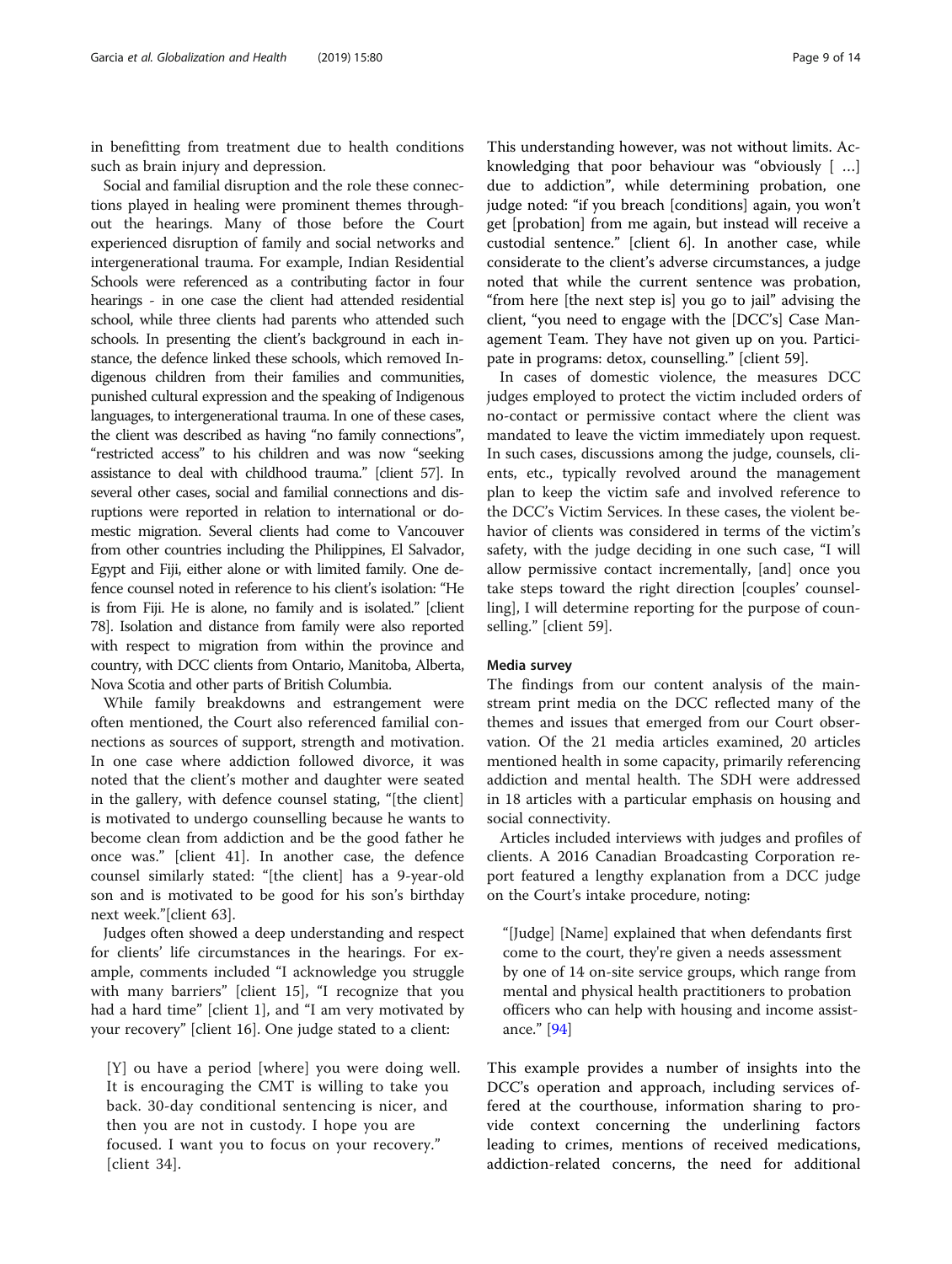in benefitting from treatment due to health conditions such as brain injury and depression.

Social and familial disruption and the role these connections played in healing were prominent themes throughout the hearings. Many of those before the Court experienced disruption of family and social networks and intergenerational trauma. For example, Indian Residential Schools were referenced as a contributing factor in four hearings - in one case the client had attended residential school, while three clients had parents who attended such schools. In presenting the client's background in each instance, the defence linked these schools, which removed Indigenous children from their families and communities, punished cultural expression and the speaking of Indigenous languages, to intergenerational trauma. In one of these cases, the client was described as having "no family connections", "restricted access" to his children and was now "seeking assistance to deal with childhood trauma." [client 57]. In several other cases, social and familial connections and disruptions were reported in relation to international or domestic migration. Several clients had come to Vancouver from other countries including the Philippines, El Salvador, Egypt and Fiji, either alone or with limited family. One defence counsel noted in reference to his client's isolation: "He is from Fiji. He is alone, no family and is isolated." [client 78]. Isolation and distance from family were also reported with respect to migration from within the province and country, with DCC clients from Ontario, Manitoba, Alberta, Nova Scotia and other parts of British Columbia.

While family breakdowns and estrangement were often mentioned, the Court also referenced familial connections as sources of support, strength and motivation. In one case where addiction followed divorce, it was noted that the client's mother and daughter were seated in the gallery, with defence counsel stating, "[the client] is motivated to undergo counselling because he wants to become clean from addiction and be the good father he once was." [client 41]. In another case, the defence counsel similarly stated: "[the client] has a 9-year-old son and is motivated to be good for his son's birthday next week."[client 63].

Judges often showed a deep understanding and respect for clients' life circumstances in the hearings. For example, comments included "I acknowledge you struggle with many barriers" [client 15], "I recognize that you had a hard time" [client 1], and "I am very motivated by your recovery" [client 16]. One judge stated to a client:

> [Y] ou have a period [where] you were doing well. It is encouraging the CMT is willing to take you back. 30-day conditional sentencing is nicer, and then you are not in custody. I hope you are focused. I want you to focus on your recovery." [client 34].

This understanding however, was not without limits. Acknowledging that poor behaviour was "obviously [ …] due to addiction", while determining probation, one judge noted: "if you breach [conditions] again, you won't get [probation] from me again, but instead will receive a custodial sentence." [client 6]. In another case, while considerate to the client's adverse circumstances, a judge noted that while the current sentence was probation, "from here [the next step is] you go to jail" advising the client, "you need to engage with the [DCC's] Case Management Team. They have not given up on you. Participate in programs: detox, counselling." [client 59].

In cases of domestic violence, the measures DCC judges employed to protect the victim included orders of no-contact or permissive contact where the client was mandated to leave the victim immediately upon request. In such cases, discussions among the judge, counsels, clients, etc., typically revolved around the management plan to keep the victim safe and involved reference to the DCC's Victim Services. In these cases, the violent behavior of clients was considered in terms of the victim's safety, with the judge deciding in one such case, "I will allow permissive contact incrementally, [and] once you take steps toward the right direction [couples' counselling], I will determine reporting for the purpose of counselling." [client 59].

#### Media survey

The findings from our content analysis of the mainstream print media on the DCC reflected many of the themes and issues that emerged from our Court observation. Of the 21 media articles examined, 20 articles mentioned health in some capacity, primarily referencing addiction and mental health. The SDH were addressed in 18 articles with a particular emphasis on housing and social connectivity.

Articles included interviews with judges and profiles of clients. A 2016 Canadian Broadcasting Corporation report featured a lengthy explanation from a DCC judge on the Court's intake procedure, noting:

> "[Judge] [Name] explained that when defendants first come to the court, they're given a needs assessment by one of 14 on-site service groups, which range from mental and physical health practitioners to probation officers who can help with housing and income assistance." [94]

This example provides a number of insights into the DCC's operation and approach, including services offered at the courthouse, information sharing to provide context concerning the underlining factors leading to crimes, mentions of received medications, addiction-related concerns, the need for additional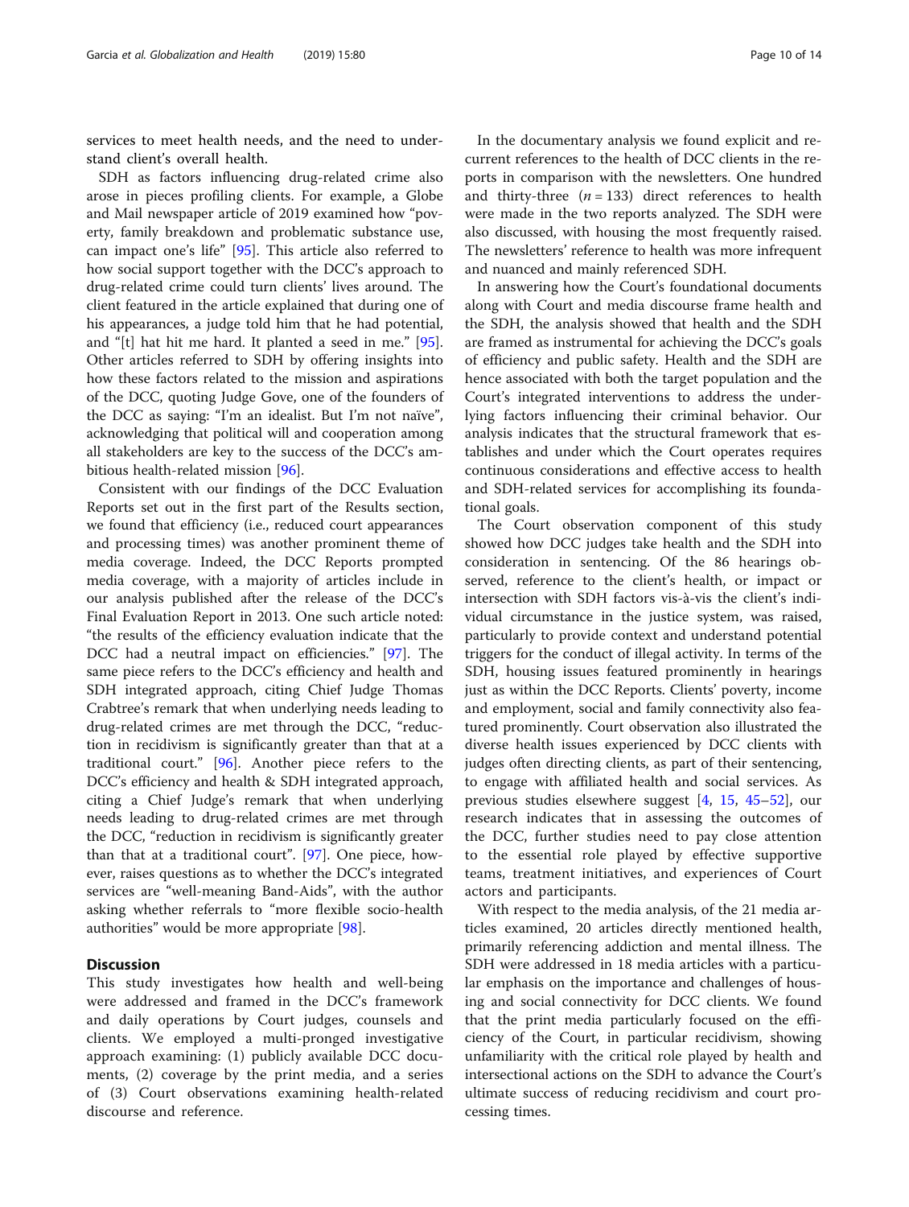services to meet health needs, and the need to understand client's overall health.

SDH as factors influencing drug-related crime also arose in pieces profiling clients. For example, a Globe and Mail newspaper article of 2019 examined how "poverty, family breakdown and problematic substance use, can impact one's life" [95]. This article also referred to how social support together with the DCC's approach to drug-related crime could turn clients' lives around. The client featured in the article explained that during one of his appearances, a judge told him that he had potential, and "[t] hat hit me hard. It planted a seed in me." [95]. Other articles referred to SDH by offering insights into how these factors related to the mission and aspirations of the DCC, quoting Judge Gove, one of the founders of the DCC as saying: "I'm an idealist. But I'm not naïve", acknowledging that political will and cooperation among all stakeholders are key to the success of the DCC's ambitious health-related mission [96].

Consistent with our findings of the DCC Evaluation Reports set out in the first part of the Results section, we found that efficiency (i.e., reduced court appearances and processing times) was another prominent theme of media coverage. Indeed, the DCC Reports prompted media coverage, with a majority of articles include in our analysis published after the release of the DCC's Final Evaluation Report in 2013. One such article noted: "the results of the efficiency evaluation indicate that the DCC had a neutral impact on efficiencies." [97]. The same piece refers to the DCC's efficiency and health and SDH integrated approach, citing Chief Judge Thomas Crabtree's remark that when underlying needs leading to drug-related crimes are met through the DCC, "reduction in recidivism is significantly greater than that at a traditional court." [96]. Another piece refers to the DCC's efficiency and health & SDH integrated approach, citing a Chief Judge's remark that when underlying needs leading to drug-related crimes are met through the DCC, "reduction in recidivism is significantly greater than that at a traditional court". [97]. One piece, however, raises questions as to whether the DCC's integrated services are "well-meaning Band-Aids", with the author asking whether referrals to "more flexible socio-health authorities" would be more appropriate [98].

## Discussion

This study investigates how health and well-being were addressed and framed in the DCC's framework and daily operations by Court judges, counsels and clients. We employed a multi-pronged investigative approach examining: (1) publicly available DCC documents, (2) coverage by the print media, and a series of (3) Court observations examining health-related discourse and reference.

In the documentary analysis we found explicit and recurrent references to the health of DCC clients in the reports in comparison with the newsletters. One hundred and thirty-three ($n = 133$) direct references to health were made in the two reports analyzed. The SDH were also discussed, with housing the most frequently raised. The newsletters' reference to health was more infrequent and nuanced and mainly referenced SDH.

In answering how the Court's foundational documents along with Court and media discourse frame health and the SDH, the analysis showed that health and the SDH are framed as instrumental for achieving the DCC's goals of efficiency and public safety. Health and the SDH are hence associated with both the target population and the Court's integrated interventions to address the underlying factors influencing their criminal behavior. Our analysis indicates that the structural framework that establishes and under which the Court operates requires continuous considerations and effective access to health and SDH-related services for accomplishing its foundational goals.

The Court observation component of this study showed how DCC judges take health and the SDH into consideration in sentencing. Of the 86 hearings observed, reference to the client's health, or impact or intersection with SDH factors vis-à-vis the client's individual circumstance in the justice system, was raised, particularly to provide context and understand potential triggers for the conduct of illegal activity. In terms of the SDH, housing issues featured prominently in hearings just as within the DCC Reports. Clients' poverty, income and employment, social and family connectivity also featured prominently. Court observation also illustrated the diverse health issues experienced by DCC clients with judges often directing clients, as part of their sentencing, to engage with affiliated health and social services. As previous studies elsewhere suggest [4, 15, 45–52], our research indicates that in assessing the outcomes of the DCC, further studies need to pay close attention to the essential role played by effective supportive teams, treatment initiatives, and experiences of Court actors and participants.

With respect to the media analysis, of the 21 media articles examined, 20 articles directly mentioned health, primarily referencing addiction and mental illness. The SDH were addressed in 18 media articles with a particular emphasis on the importance and challenges of housing and social connectivity for DCC clients. We found that the print media particularly focused on the efficiency of the Court, in particular recidivism, showing unfamiliarity with the critical role played by health and intersectional actions on the SDH to advance the Court's ultimate success of reducing recidivism and court processing times.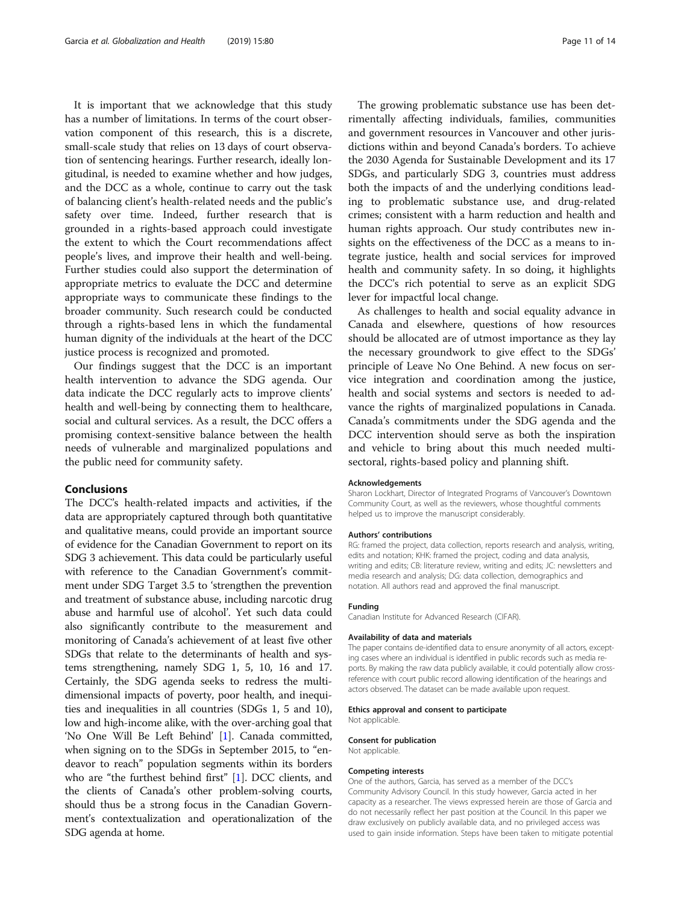It is important that we acknowledge that this study has a number of limitations. In terms of the court observation component of this research, this is a discrete, small-scale study that relies on 13 days of court observation of sentencing hearings. Further research, ideally longitudinal, is needed to examine whether and how judges, and the DCC as a whole, continue to carry out the task of balancing client's health-related needs and the public's safety over time. Indeed, further research that is grounded in a rights-based approach could investigate the extent to which the Court recommendations affect people's lives, and improve their health and well-being. Further studies could also support the determination of appropriate metrics to evaluate the DCC and determine appropriate ways to communicate these findings to the broader community. Such research could be conducted through a rights-based lens in which the fundamental human dignity of the individuals at the heart of the DCC justice process is recognized and promoted.

Our findings suggest that the DCC is an important health intervention to advance the SDG agenda. Our data indicate the DCC regularly acts to improve clients' health and well-being by connecting them to healthcare, social and cultural services. As a result, the DCC offers a promising context-sensitive balance between the health needs of vulnerable and marginalized populations and the public need for community safety.

## Conclusions

The DCC's health-related impacts and activities, if the data are appropriately captured through both quantitative and qualitative means, could provide an important source of evidence for the Canadian Government to report on its SDG 3 achievement. This data could be particularly useful with reference to the Canadian Government's commitment under SDG Target 3.5 to 'strengthen the prevention and treatment of substance abuse, including narcotic drug abuse and harmful use of alcohol'. Yet such data could also significantly contribute to the measurement and monitoring of Canada's achievement of at least five other SDGs that relate to the determinants of health and systems strengthening, namely SDG 1, 5, 10, 16 and 17. Certainly, the SDG agenda seeks to redress the multi-dimensional impacts of poverty, poor health, and inequities and inequalities in all countries (SDGs 1, 5 and 10), low and high-income alike, with the over-arching goal that 'No One Will Be Left Behind' [1]. Canada committed, when signing on to the SDGs in September 2015, to "endeavor to reach" population segments within its borders who are "the furthest behind first" [1]. DCC clients, and the clients of Canada's other problem-solving courts, should thus be a strong focus in the Canadian Government's contextualization and operationalization of the SDG agenda at home.

The growing problematic substance use has been detrimentally affecting individuals, families, communities and government resources in Vancouver and other jurisdictions within and beyond Canada's borders. To achieve the 2030 Agenda for Sustainable Development and its 17 SDGs, and particularly SDG 3, countries must address both the impacts of and the underlying conditions leading to problematic substance use, and drug-related crimes; consistent with a harm reduction and health and human rights approach. Our study contributes new insights on the effectiveness of the DCC as a means to integrate justice, health and social services for improved health and community safety. In so doing, it highlights the DCC's rich potential to serve as an explicit SDG lever for impactful local change.

As challenges to health and social equality advance in Canada and elsewhere, questions of how resources should be allocated are of utmost importance as they lay the necessary groundwork to give effect to the SDGs' principle of Leave No One Behind. A new focus on service integration and coordination among the justice, health and social systems and sectors is needed to advance the rights of marginalized populations in Canada. Canada's commitments under the SDG agenda and the DCC intervention should serve as both the inspiration and vehicle to bring about this much needed multi-sectoral, rights-based policy and planning shift.

#### Acknowledgements

Sharon Lockhart, Director of Integrated Programs of Vancouver's Downtown Community Court, as well as the reviewers, whose thoughtful comments helped us to improve the manuscript considerably.

#### Authors' contributions

RG: framed the project, data collection, reports research and analysis, writing, edits and notation; KHK: framed the project, coding and data analysis, writing and edits; CB: literature review, writing and edits; JC: newsletters and media research and analysis; DG: data collection, demographics and notation. All authors read and approved the final manuscript.

#### Funding

Canadian Institute for Advanced Research (CIFAR).

#### Availability of data and materials

The paper contains de-identified data to ensure anonymity of all actors, excepting cases where an individual is identified in public records such as media reports. By making the raw data publicly available, it could potentially allow cross-reference with court public record allowing identification of the hearings and actors observed. The dataset can be made available upon request.

#### Ethics approval and consent to participate

Not applicable.

#### Consent for publication

Not applicable.

#### Competing interests

One of the authors, Garcia, has served as a member of the DCC's Community Advisory Council. In this study however, Garcia acted in her capacity as a researcher. The views expressed herein are those of Garcia and do not necessarily reflect her past position at the Council. In this paper we draw exclusively on publicly available data, and no privileged access was used to gain inside information. Steps have been taken to mitigate potential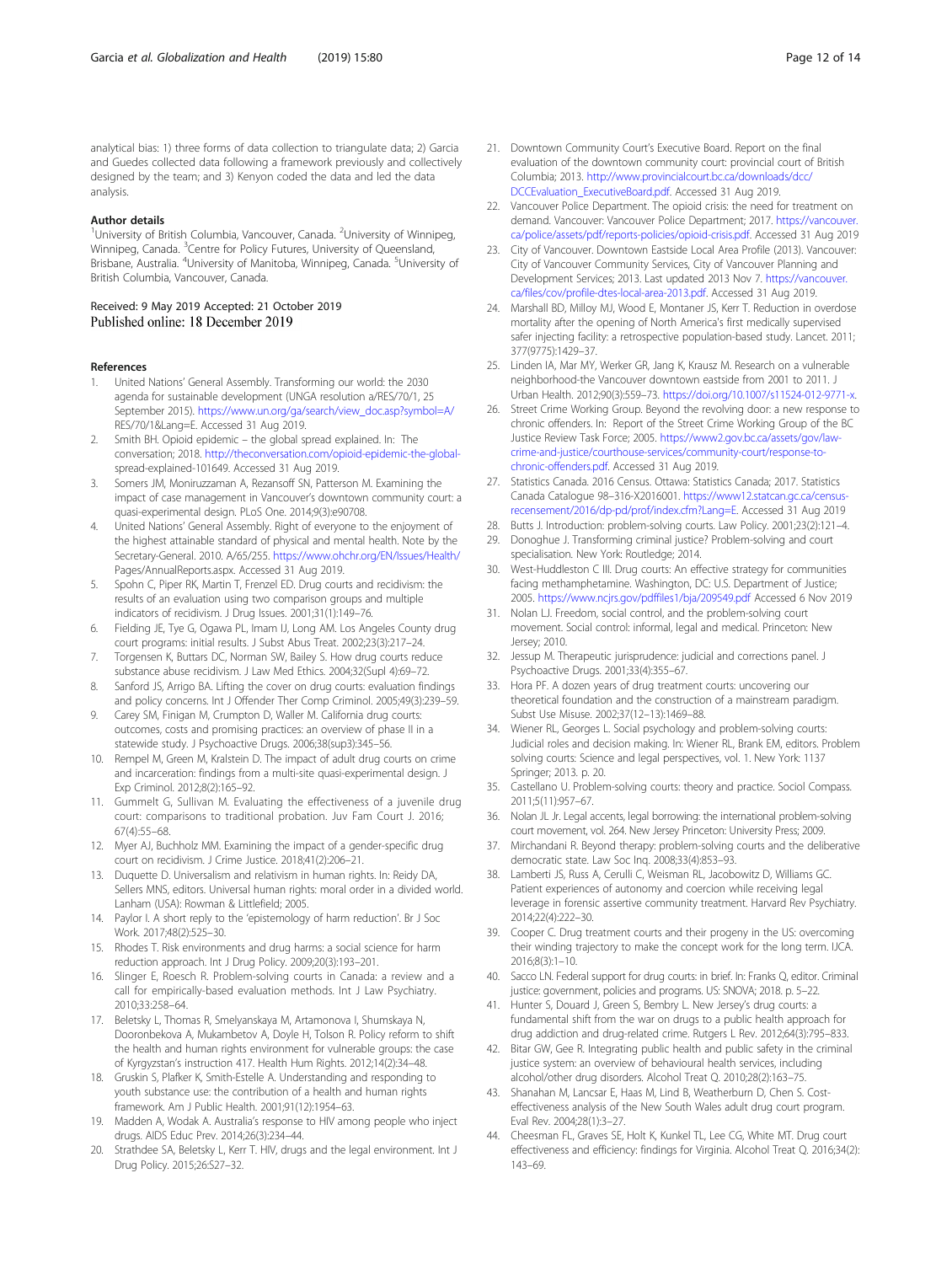analytical bias: 1) three forms of data collection to triangulate data; 2) Garcia and Guedes collected data following a framework previously and collectively designed by the team; and 3) Kenyon coded the data and led the data analysis.

### Author details

[1]University of British Columbia, Vancouver, Canada. [2]University of Winnipeg, Winnipeg, Canada. [3]Centre for Policy Futures, University of Queensland, Brisbane, Australia. [4]University of Manitoba, Winnipeg, Canada. [5]University of British Columbia, Vancouver, Canada.

Received: 9 May 2019 Accepted: 21 October 2019
Published online: 18 December 2019

### References

1. United Nations' General Assembly. Transforming our world: the 2030 agenda for sustainable development (UNGA resolution a/RES/70/1, 25 September 2015). https://www.un.org/ga/search/view_doc.asp?symbol=A/RES/70/1&Lang=E. Accessed 31 Aug 2019.
2. Smith BH. Opioid epidemic – the global spread explained. In: The conversation; 2018. http://theconversation.com/opioid-epidemic-the-global-spread-explained-101649. Accessed 31 Aug 2019.
3. Somers JM, Moniruzzaman A, Rezansoff SN, Patterson M. Examining the impact of case management in Vancouver's downtown community court: a quasi-experimental design. PLoS One. 2014;9(3):e90708.
4. United Nations' General Assembly. Right of everyone to the enjoyment of the highest attainable standard of physical and mental health. Note by the Secretary-General. 2010. A/65/255. https://www.ohchr.org/EN/Issues/Health/Pages/AnnualReports.aspx. Accessed 31 Aug 2019.
5. Spohn C, Piper RK, Martin T, Frenzel ED. Drug courts and recidivism: the results of an evaluation using two comparison groups and multiple indicators of recidivism. J Drug Issues. 2001;31(1):149–76.
6. Fielding JE, Tye G, Ogawa PL, Imam IJ, Long AM. Los Angeles County drug court programs: initial results. J Subst Abus Treat. 2002;23(3):217–24.
7. Torgensen K, Buttars DC, Norman SW, Bailey S. How drug courts reduce substance abuse recidivism. J Law Med Ethics. 2004;32(Supl 4):69–72.
8. Sanford JS, Arrigo BA. Lifting the cover on drug courts: evaluation findings and policy concerns. Int J Offender Ther Comp Criminol. 2005;49(3):239–59.
9. Carey SM, Finigan M, Crumpton D, Waller M. California drug courts: outcomes, costs and promising practices: an overview of phase II in a statewide study. J Psychoactive Drugs. 2006;38(sup3):345–56.
10. Rempel M, Green M, Kralstein D. The impact of adult drug courts on crime and incarceration: findings from a multi-site quasi-experimental design. J Exp Criminol. 2012;8(2):165–92.
11. Gummelt G, Sullivan M. Evaluating the effectiveness of a juvenile drug court: comparisons to traditional probation. Juv Fam Court J. 2016; 67(4):55–68.
12. Myer AJ, Buchholz MM. Examining the impact of a gender-specific drug court on recidivism. J Crime Justice. 2018;41(2):206–21.
13. Duquette D. Universalism and relativism in human rights. In: Reidy DA, Sellers MNS, editors. Universal human rights: moral order in a divided world. Lanham (USA): Rowman & Littlefield; 2005.
14. Paylor I. A short reply to the 'epistemology of harm reduction'. Br J Soc Work. 2017;48(2):525–30.
15. Rhodes T. Risk environments and drug harms: a social science for harm reduction approach. Int J Drug Policy. 2009;20(3):193–201.
16. Slinger E, Roesch R. Problem-solving courts in Canada: a review and a call for empirically-based evaluation methods. Int J Law Psychiatry. 2010;33:258–64.
17. Beletsky L, Thomas R, Smelyanskaya M, Artamonova I, Shumskaya N, Dooronbekova A, Mukambetov A, Doyle H, Tolson R. Policy reform to shift the health and human rights environment for vulnerable groups: the case of Kyrgyzstan's instruction 417. Health Hum Rights. 2012;14(2):34–48.
18. Gruskin S, Plafker K, Smith-Estelle A. Understanding and responding to youth substance use: the contribution of a health and human rights framework. Am J Public Health. 2001;91(12):1954–63.
19. Madden A, Wodak A. Australia's response to HIV among people who inject drugs. AIDS Educ Prev. 2014;26(3):234–44.
20. Strathdee SA, Beletsky L, Kerr T. HIV, drugs and the legal environment. Int J Drug Policy. 2015;26:S27–32.
21. Downtown Community Court's Executive Board. Report on the final evaluation of the downtown community court: provincial court of British Columbia; 2013. http://www.provincialcourt.bc.ca/downloads/dcc/DCCEvaluation_ExecutiveBoard.pdf. Accessed 31 Aug 2019.
22. Vancouver Police Department. The opioid crisis: the need for treatment on demand. Vancouver: Vancouver Police Department; 2017. https://vancouver.ca/police/assets/pdf/reports-policies/opioid-crisis.pdf. Accessed 31 Aug 2019
23. City of Vancouver. Downtown Eastside Local Area Profile (2013). Vancouver: City of Vancouver Community Services, City of Vancouver Planning and Development Services; 2013. Last updated 2013 Nov 7. https://vancouver.ca/files/cov/profile-dtes-local-area-2013.pdf. Accessed 31 Aug 2019.
24. Marshall BD, Milloy MJ, Wood E, Montaner JS, Kerr T. Reduction in overdose mortality after the opening of North America's first medically supervised safer injecting facility: a retrospective population-based study. Lancet. 2011; 377(9775):1429–37.
25. Linden IA, Mar MY, Werker GR, Jang K, Krausz M. Research on a vulnerable neighborhood-the Vancouver downtown eastside from 2001 to 2011. J Urban Health. 2012;90(3):559–73. https://doi.org/10.1007/s11524-012-9771-x.
26. Street Crime Working Group. Beyond the revolving door: a new response to chronic offenders. In: Report of the Street Crime Working Group of the BC Justice Review Task Force; 2005. https://www2.gov.bc.ca/assets/gov/law-crime-and-justice/courthouse-services/community-court/response-to-chronic-offenders.pdf. Accessed 31 Aug 2019.
27. Statistics Canada. 2016 Census. Ottawa: Statistics Canada; 2017. Statistics Canada Catalogue 98–316-X2016001. https://www12.statcan.gc.ca/census-recensement/2016/dp-pd/prof/index.cfm?Lang=E. Accessed 31 Aug 2019
28. Butts J. Introduction: problem-solving courts. Law Policy. 2001;23(2):121–4.
29. Donoghue J. Transforming criminal justice? Problem-solving and court specialisation. New York: Routledge; 2014.
30. West-Huddleston C III. Drug courts: An effective strategy for communities facing methamphetamine. Washington, DC: U.S. Department of Justice; 2005. https://www.ncjrs.gov/pdffiles1/bja/209549.pdf Accessed 6 Nov 2019
31. Nolan LJ. Freedom, social control, and the problem-solving court movement. Social control: informal, legal and medical. Princeton: New Jersey; 2010.
32. Jessup M. Therapeutic jurisprudence: judicial and corrections panel. J Psychoactive Drugs. 2001;33(4):355–67.
33. Hora PF. A dozen years of drug treatment courts: uncovering our theoretical foundation and the construction of a mainstream paradigm. Subst Use Misuse. 2002;37(12–13):1469–88.
34. Wiener RL, Georges L. Social psychology and problem-solving courts: Judicial roles and decision making. In: Wiener RL, Brank EM, editors. Problem solving courts: Science and legal perspectives, vol. 1. New York: 1137 Springer; 2013. p. 20.
35. Castellano U. Problem-solving courts: theory and practice. Sociol Compass. 2011;5(11):957–67.
36. Nolan JL Jr. Legal accents, legal borrowing: the international problem-solving court movement, vol. 264. New Jersey Princeton: University Press; 2009.
37. Mirchandani R. Beyond therapy: problem-solving courts and the deliberative democratic state. Law Soc Inq. 2008;33(4):853–93.
38. Lamberti JS, Russ A, Cerulli C, Weisman RL, Jacobowitz D, Williams GC. Patient experiences of autonomy and coercion while receiving legal leverage in forensic assertive community treatment. Harvard Rev Psychiatry. 2014;22(4):222–30.
39. Cooper C. Drug treatment courts and their progeny in the US: overcoming their winding trajectory to make the concept work for the long term. IJCA. 2016;8(3):1–10.
40. Sacco LN. Federal support for drug courts: in brief. In: Franks Q, editor. Criminal justice: government, policies and programs. US: SNOVA; 2018. p. 5–22.
41. Hunter S, Douard J, Green S, Bembry L. New Jersey's drug courts: a fundamental shift from the war on drugs to a public health approach for drug addiction and drug-related crime. Rutgers L Rev. 2012;64(3):795–833.
42. Bitar GW, Gee R. Integrating public health and public safety in the criminal justice system: an overview of behavioural health services, including alcohol/other drug disorders. Alcohol Treat Q. 2010;28(2):163–75.
43. Shanahan M, Lancsar E, Haas M, Lind B, Weatherburn D, Chen S. Cost-effectiveness analysis of the New South Wales adult drug court program. Eval Rev. 2004;28(1):3–27.
44. Cheesman FL, Graves SE, Holt K, Kunkel TL, Lee CG, White MT. Drug court effectiveness and efficiency: findings for Virginia. Alcohol Treat Q. 2016;34(2): 143–69.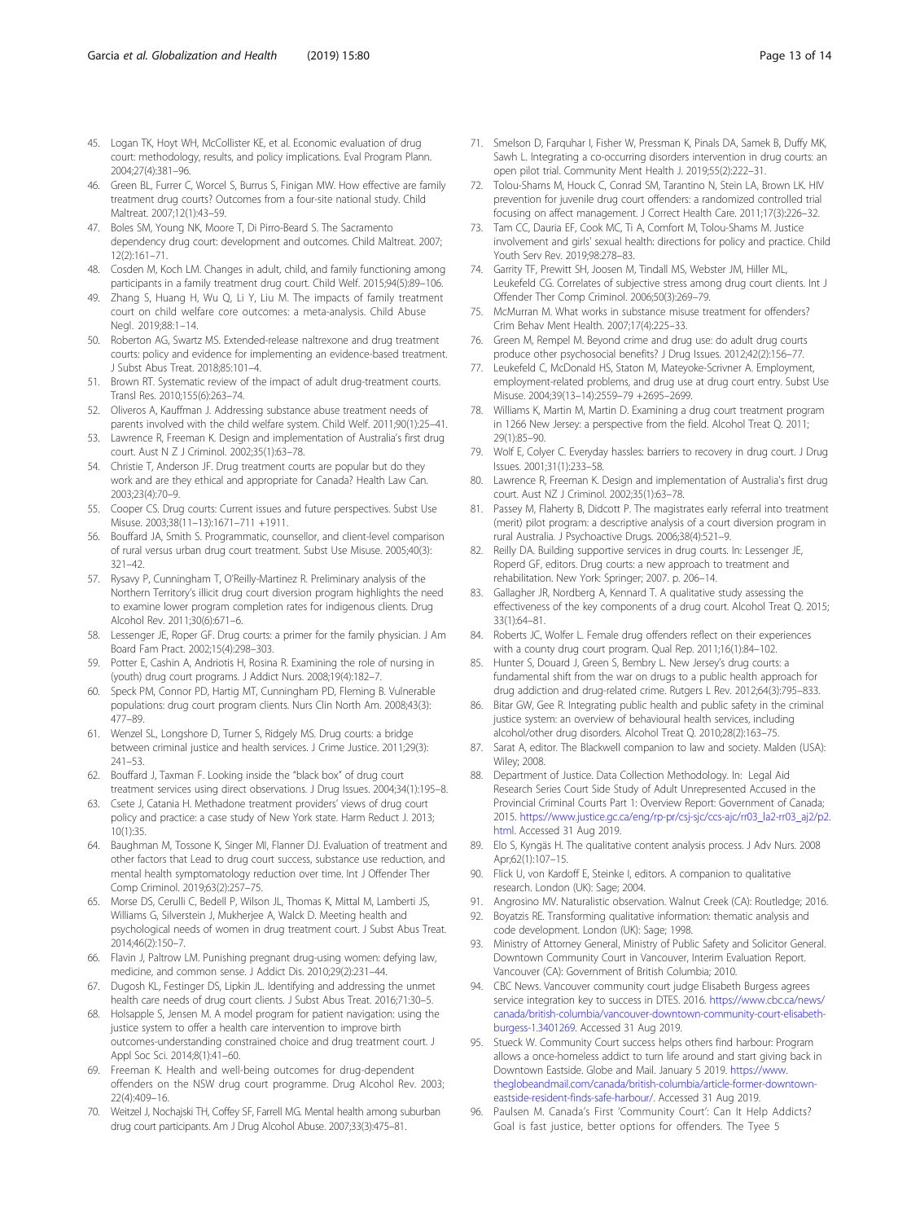45. Logan TK, Hoyt WH, McCollister KE, et al. Economic evaluation of drug court: methodology, results, and policy implications. Eval Program Plann. 2004;27(4):381–96.
46. Green BL, Furrer C, Worcel S, Burrus S, Finigan MW. How effective are family treatment drug courts? Outcomes from a four-site national study. Child Maltreat. 2007;12(1):43–59.
47. Boles SM, Young NK, Moore T, Di Pirro-Beard S. The Sacramento dependency drug court: development and outcomes. Child Maltreat. 2007; 12(2):161–71.
48. Cosden M, Koch LM. Changes in adult, child, and family functioning among participants in a family treatment drug court. Child Welf. 2015;94(5):89–106.
49. Zhang S, Huang H, Wu Q, Li Y, Liu M. The impacts of family treatment court on child welfare core outcomes: a meta-analysis. Child Abuse Negl. 2019;88:1–14.
50. Roberton AG, Swartz MS. Extended-release naltrexone and drug treatment courts: policy and evidence for implementing an evidence-based treatment. J Subst Abus Treat. 2018;85:101–4.
51. Brown RT. Systematic review of the impact of adult drug-treatment courts. Transl Res. 2010;155(6):263–74.
52. Oliveros A, Kauffman J. Addressing substance abuse treatment needs of parents involved with the child welfare system. Child Welf. 2011;90(1):25–41.
53. Lawrence R, Freeman K. Design and implementation of Australia's first drug court. Aust N Z J Criminol. 2002;35(1):63–78.
54. Christie T, Anderson JF. Drug treatment courts are popular but do they work and are they ethical and appropriate for Canada? Health Law Can. 2003;23(4):70–9.
55. Cooper CS. Drug courts: Current issues and future perspectives. Subst Use Misuse. 2003;38(11–13):1671–711 +1911.
56. Bouffard JA, Smith S. Programmatic, counsellor, and client-level comparison of rural versus urban drug court treatment. Subst Use Misuse. 2005;40(3): 321–42.
57. Rysavy P, Cunningham T, O'Reilly-Martinez R. Preliminary analysis of the Northern Territory's illicit drug court diversion program highlights the need to examine lower program completion rates for indigenous clients. Drug Alcohol Rev. 2011;30(6):671–6.
58. Lessenger JE, Roper GF. Drug courts: a primer for the family physician. J Am Board Fam Pract. 2002;15(4):298–303.
59. Potter E, Cashin A, Andriotis H, Rosina R. Examining the role of nursing in (youth) drug court programs. J Addict Nurs. 2008;19(4):182–7.
60. Speck PM, Connor PD, Hartig MT, Cunningham PD, Fleming B. Vulnerable populations: drug court program clients. Nurs Clin North Am. 2008;43(3): 477–89.
61. Wenzel SL, Longshore D, Turner S, Ridgely MS. Drug courts: a bridge between criminal justice and health services. J Crime Justice. 2011;29(3): 241–53.
62. Bouffard J, Taxman F. Looking inside the "black box" of drug court treatment services using direct observations. J Drug Issues. 2004;34(1):195–8.
63. Csete J, Catania H. Methadone treatment providers' views of drug court policy and practice: a case study of New York state. Harm Reduct J. 2013; 10(1):35.
64. Baughman M, Tossone K, Singer MI, Flanner DJ. Evaluation of treatment and other factors that Lead to drug court success, substance use reduction, and mental health symptomatology reduction over time. Int J Offender Ther Comp Criminol. 2019;63(2):257–75.
65. Morse DS, Cerulli C, Bedell P, Wilson JL, Thomas K, Mittal M, Lamberti JS, Williams G, Silverstein J, Mukherjee A, Walck D. Meeting health and psychological needs of women in drug treatment court. J Subst Abus Treat. 2014;46(2):150–7.
66. Flavin J, Paltrow LM. Punishing pregnant drug-using women: defying law, medicine, and common sense. J Addict Dis. 2010;29(2):231–44.
67. Dugosh KL, Festinger DS, Lipkin JL. Identifying and addressing the unmet health care needs of drug court clients. J Subst Abus Treat. 2016;71:30–5.
68. Holsapple S, Jensen M. A model program for patient navigation: using the justice system to offer a health care intervention to improve birth outcomes-understanding constrained choice and drug treatment court. J Appl Soc Sci. 2014;8(1):41–60.
69. Freeman K. Health and well-being outcomes for drug-dependent offenders on the NSW drug court programme. Drug Alcohol Rev. 2003; 22(4):409–16.
70. Weitzel J, Nochajski TH, Coffey SF, Farrell MG. Mental health among suburban drug court participants. Am J Drug Alcohol Abuse. 2007;33(3):475–81.
71. Smelson D, Farquhar I, Fisher W, Pressman K, Pinals DA, Samek B, Duffy MK, Sawh L. Integrating a co-occurring disorders intervention in drug courts: an open pilot trial. Community Ment Health J. 2019;55(2):222–31.
72. Tolou-Shams M, Houck C, Conrad SM, Tarantino N, Stein LA, Brown LK. HIV prevention for juvenile drug court offenders: a randomized controlled trial focusing on affect management. J Correct Health Care. 2011;17(3):226–32.
73. Tam CC, Dauria EF, Cook MC, Ti A, Comfort M, Tolou-Shams M. Justice involvement and girls' sexual health: directions for policy and practice. Child Youth Serv Rev. 2019;98:278–83.
74. Garrity TF, Prewitt SH, Joosen M, Tindall MS, Webster JM, Hiller ML, Leukefeld CG. Correlates of subjective stress among drug court clients. Int J Offender Ther Comp Criminol. 2006;50(3):269–79.
75. McMurran M. What works in substance misuse treatment for offenders? Crim Behav Ment Health. 2007;17(4):225–33.
76. Green M, Rempel M. Beyond crime and drug use: do adult drug courts produce other psychosocial benefits? J Drug Issues. 2012;42(2):156–77.
77. Leukefeld C, McDonald HS, Staton M, Mateyoke-Scrivner A. Employment, employment-related problems, and drug use at drug court entry. Subst Use Misuse. 2004;39(13–14):2559–79 +2695–2699.
78. Williams K, Martin M, Martin D. Examining a drug court treatment program in 1266 New Jersey: a perspective from the field. Alcohol Treat Q. 2011; 29(1):85–90.
79. Wolf E, Colyer C. Everyday hassles: barriers to recovery in drug court. J Drug Issues. 2001;31(1):233–58.
80. Lawrence R, Freeman K. Design and implementation of Australia's first drug court. Aust NZ J Criminol. 2002;35(1):63–78.
81. Passey M, Flaherty B, Didcott P. The magistrates early referral into treatment (merit) pilot program: a descriptive analysis of a court diversion program in rural Australia. J Psychoactive Drugs. 2006;38(4):521–9.
82. Reilly DA. Building supportive services in drug courts. In: Lessenger JE, Roperd GF, editors. Drug courts: a new approach to treatment and rehabilitation. New York: Springer; 2007. p. 206–14.
83. Gallagher JR, Nordberg A, Kennard T. A qualitative study assessing the effectiveness of the key components of a drug court. Alcohol Treat Q. 2015; 33(1):64–81.
84. Roberts JC, Wolfer L. Female drug offenders reflect on their experiences with a county drug court program. Qual Rep. 2011;16(1):84–102.
85. Hunter S, Douard J, Green S, Bembry L. New Jersey's drug courts: a fundamental shift from the war on drugs to a public health approach for drug addiction and drug-related crime. Rutgers L Rev. 2012;64(3):795–833.
86. Bitar GW, Gee R. Integrating public health and public safety in the criminal justice system: an overview of behavioural health services, including alcohol/other drug disorders. Alcohol Treat Q. 2010;28(2):163–75.
87. Sarat A, editor. The Blackwell companion to law and society. Malden (USA): Wiley; 2008.
88. Department of Justice. Data Collection Methodology. In: Legal Aid Research Series Court Side Study of Adult Unrepresented Accused in the Provincial Criminal Courts Part 1: Overview Report: Government of Canada; 2015. https://www.justice.gc.ca/eng/rp-pr/csj-sjc/ccs-ajc/rr03_la2-rr03_aj2/p2.html. Accessed 31 Aug 2019.
89. Elo S, Kyngäs H. The qualitative content analysis process. J Adv Nurs. 2008 Apr;62(1):107–15.
90. Flick U, von Kardoff E, Steinke I, editors. A companion to qualitative research. London (UK): Sage; 2004.
91. Angrosino MV. Naturalistic observation. Walnut Creek (CA): Routledge; 2016.
92. Boyatzis RE. Transforming qualitative information: thematic analysis and code development. London (UK): Sage; 1998.
93. Ministry of Attorney General, Ministry of Public Safety and Solicitor General. Downtown Community Court in Vancouver, Interim Evaluation Report. Vancouver (CA): Government of British Columbia; 2010.
94. CBC News. Vancouver community court judge Elisabeth Burgess agrees service integration key to success in DTES. 2016. https://www.cbc.ca/news/canada/british-columbia/vancouver-downtown-community-court-elisabeth-burgess-1.3401269. Accessed 31 Aug 2019.
95. Stueck W. Community Court success helps others find harbour: Program allows a once-homeless addict to turn life around and start giving back in Downtown Eastside. Globe and Mail. January 5 2019. https://www.theglobeandmail.com/canada/british-columbia/article-former-downtown-eastside-resident-finds-safe-harbour/. Accessed 31 Aug 2019.
96. Paulsen M. Canada's First 'Community Court': Can It Help Addicts? Goal is fast justice, better options for offenders. The Tyee 5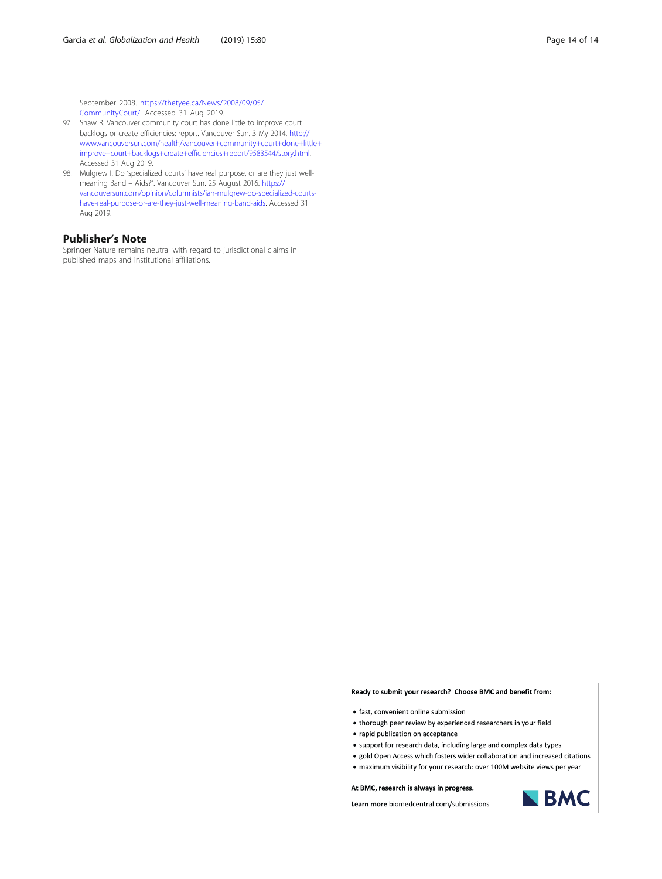September 2008. https://thetyee.ca/News/2008/09/05/CommunityCourt/. Accessed 31 Aug 2019.

97. Shaw R. Vancouver community court has done little to improve court backlogs or create efficiencies: report. Vancouver Sun. 3 My 2014. http://www.vancouversun.com/health/vancouver+community+court+done+little+improve+court+backlogs+create+efficiencies+report/9583544/story.html. Accessed 31 Aug 2019.
98. Mulgrew I. Do 'specialized courts' have real purpose, or are they just well-meaning Band – Aids?". Vancouver Sun. 25 August 2016. https://vancouversun.com/opinion/columnists/ian-mulgrew-do-specialized-courts-have-real-purpose-or-are-they-just-well-meaning-band-aids. Accessed 31 Aug 2019.

## Publisher's Note

Springer Nature remains neutral with regard to jurisdictional claims in published maps and institutional affiliations.

**Ready to submit your research? Choose BMC and benefit from:**

- fast, convenient online submission
- thorough peer review by experienced researchers in your field
- rapid publication on acceptance
- support for research data, including large and complex data types
- gold Open Access which fosters wider collaboration and increased citations
- maximum visibility for your research: over 100M website views per year

**At BMC, research is always in progress.**

**Learn more** biomedcentral.com/submissions

BMC